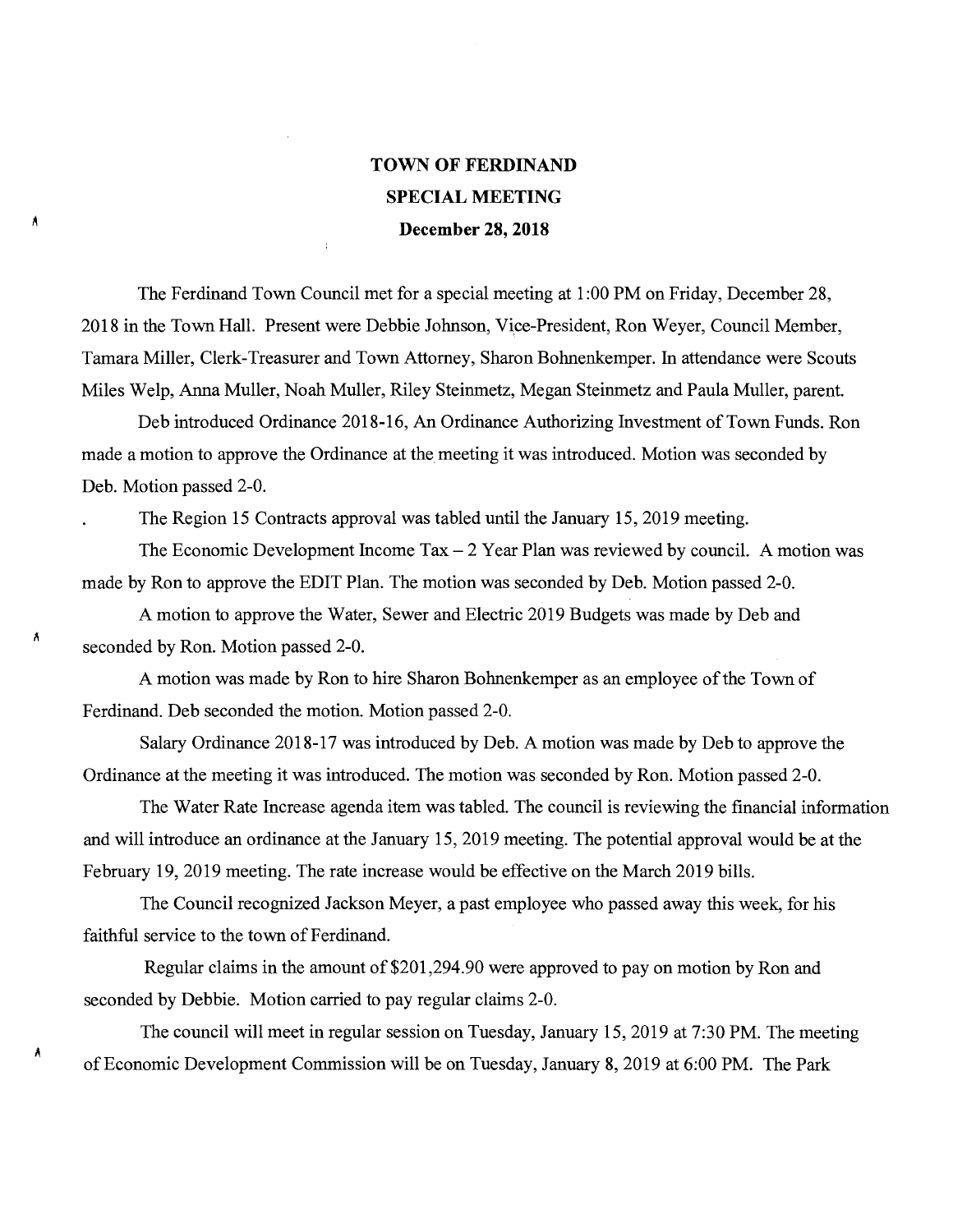# TOWN OF FERDINAND
## SPECIAL MEETING
### December 28, 2018

The Ferdinand Town Council met for a special meeting at 1:00 PM on Friday, December 28, 2018 in the Town Hall. Present were Debbie Johnson, Vice-President, Ron Weyer, Council Member, Tamara Miller, Clerk-Treasurer and Town Attorney, Sharon Bohnenkemper. In attendance were Scouts Miles Welp, Anna Muller, Noah Muller, Riley Steinmetz, Megan Steinmetz and Paula Muller, parent.

Deb introduced Ordinance 2018-16, An Ordinance Authorizing Investment of Town Funds. Ron made a motion to approve the Ordinance at the meeting it was introduced. Motion was seconded by Deb. Motion passed 2-0.

The Region 15 Contracts approval was tabled until the January 15, 2019 meeting.

The Economic Development Income Tax – 2 Year Plan was reviewed by council. A motion was made by Ron to approve the EDIT Plan. The motion was seconded by Deb. Motion passed 2-0.

A motion to approve the Water, Sewer and Electric 2019 Budgets was made by Deb and seconded by Ron. Motion passed 2-0.

A motion was made by Ron to hire Sharon Bohnenkemper as an employee of the Town of Ferdinand. Deb seconded the motion. Motion passed 2-0.

Salary Ordinance 2018-17 was introduced by Deb. A motion was made by Deb to approve the Ordinance at the meeting it was introduced. The motion was seconded by Ron. Motion passed 2-0.

The Water Rate Increase agenda item was tabled. The council is reviewing the financial information and will introduce an ordinance at the January 15, 2019 meeting. The potential approval would be at the February 19, 2019 meeting. The rate increase would be effective on the March 2019 bills.

The Council recognized Jackson Meyer, a past employee who passed away this week, for his faithful service to the town of Ferdinand.

Regular claims in the amount of $201,294.90 were approved to pay on motion by Ron and seconded by Debbie. Motion carried to pay regular claims 2-0.

The council will meet in regular session on Tuesday, January 15, 2019 at 7:30 PM. The meeting of Economic Development Commission will be on Tuesday, January 8, 2019 at 6:00 PM. The Park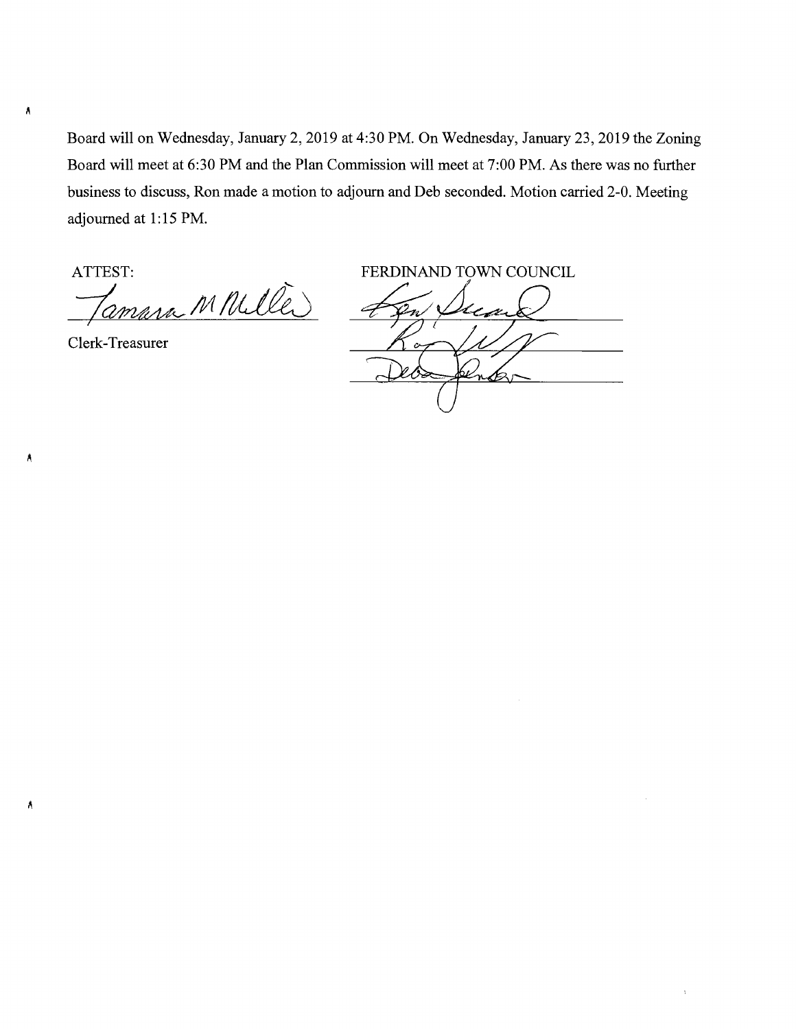Board will on Wednesday, January 2, 2019 at 4:30 PM. On Wednesday, January 23, 2019 the Zoning Board will meet at 6:30 PM and the Plan Commission will meet at 7:00 PM. As there was no further business to discuss, Ron made a motion to adjourn and Deb seconded. Motion carried 2-0. Meeting adjourned at 1:15 PM.

ATTEST:

Tamara M Miller

Clerk-Treasurer

FERDINAND TOWN COUNCIL